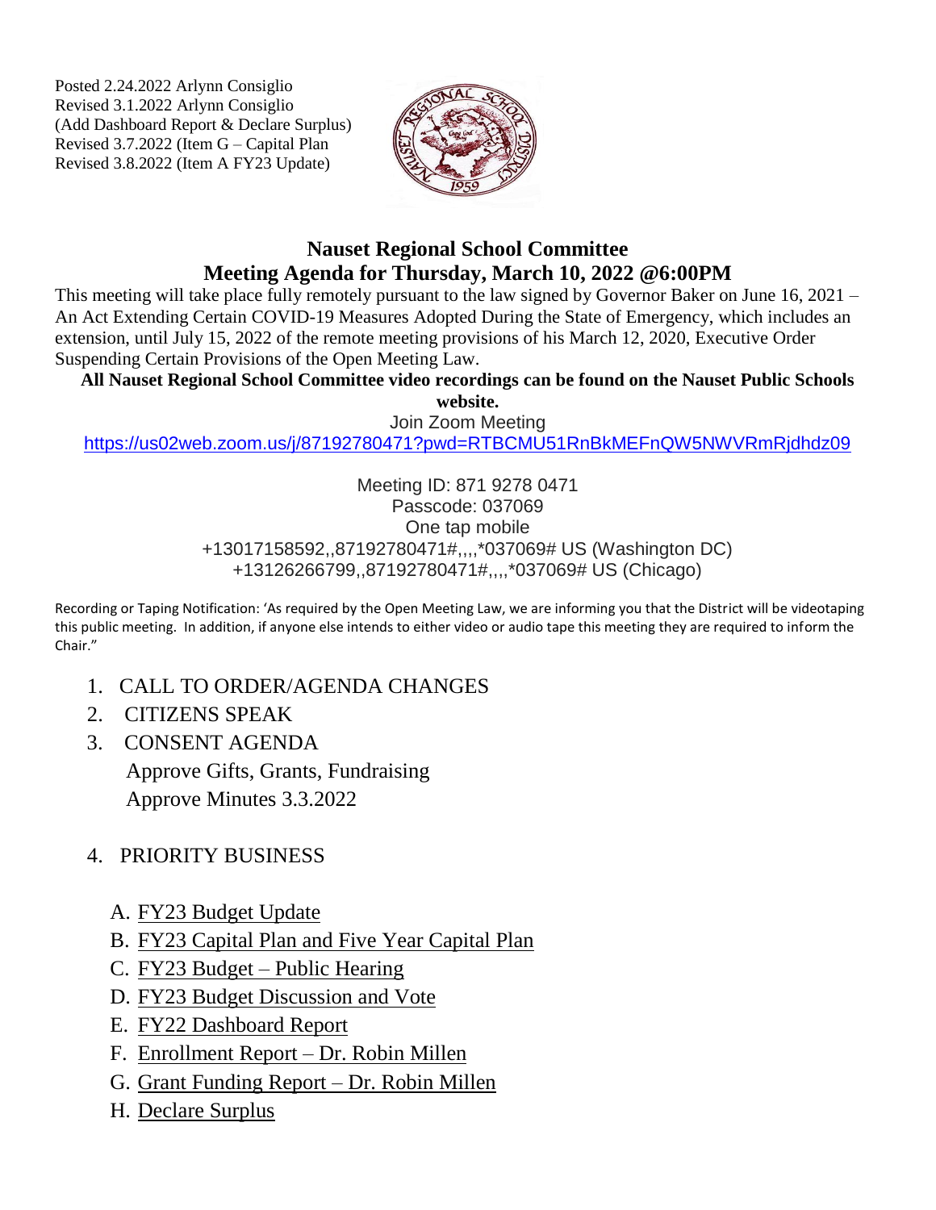Posted 2.24.2022 Arlynn Consiglio
Revised 3.1.2022 Arlynn Consiglio
(Add Dashboard Report & Declare Surplus)
Revised 3.7.2022 (Item G – Capital Plan
Revised 3.8.2022 (Item A FY23 Update)

# Nauset Regional School Committee
# Meeting Agenda for Thursday, March 10, 2022 @6:00PM

This meeting will take place fully remotely pursuant to the law signed by Governor Baker on June 16, 2021 – An Act Extending Certain COVID-19 Measures Adopted During the State of Emergency, which includes an extension, until July 15, 2022 of the remote meeting provisions of his March 12, 2020, Executive Order Suspending Certain Provisions of the Open Meeting Law.

**All Nauset Regional School Committee video recordings can be found on the Nauset Public Schools website.**

Join Zoom Meeting
https://us02web.zoom.us/j/87192780471?pwd=RTBCMU51RnBkMEFnQW5NWVRmRjdhdz09

Meeting ID: 871 9278 0471
Passcode: 037069
One tap mobile
+13017158592,,87192780471#,,,,*037069# US (Washington DC)
+13126266799,,87192780471#,,,,*037069# US (Chicago)

Recording or Taping Notification: 'As required by the Open Meeting Law, we are informing you that the District will be videotaping this public meeting. In addition, if anyone else intends to either video or audio tape this meeting they are required to inform the Chair."

1. CALL TO ORDER/AGENDA CHANGES
2. CITIZENS SPEAK
3. CONSENT AGENDA
   Approve Gifts, Grants, Fundraising
   Approve Minutes 3.3.2022

4. PRIORITY BUSINESS

   A. FY23 Budget Update
   B. FY23 Capital Plan and Five Year Capital Plan
   C. FY23 Budget – Public Hearing
   D. FY23 Budget Discussion and Vote
   E. FY22 Dashboard Report
   F. Enrollment Report – Dr. Robin Millen
   G. Grant Funding Report – Dr. Robin Millen
   H. Declare Surplus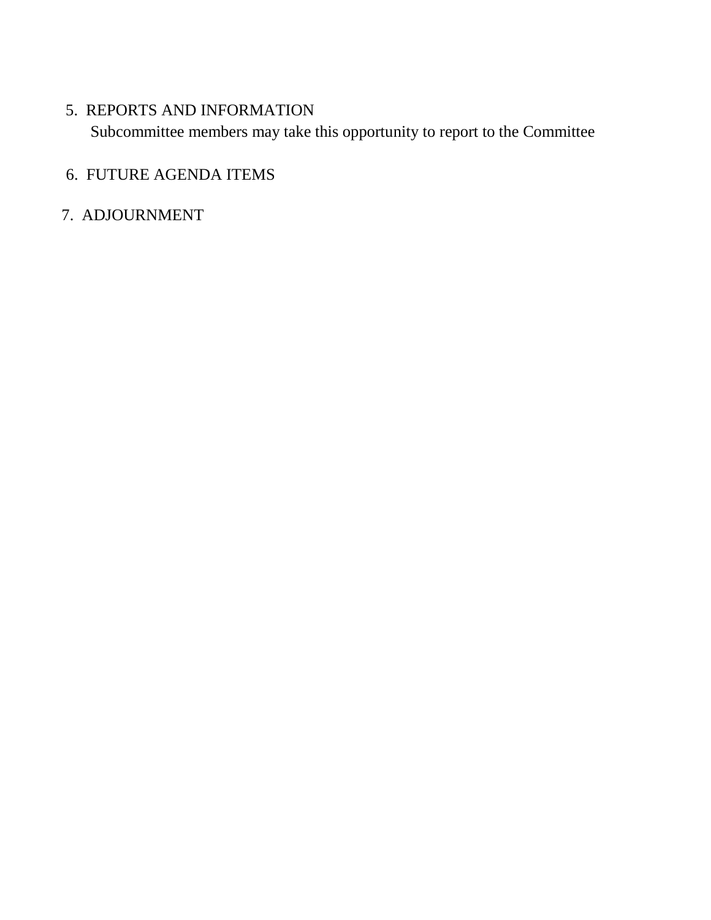5. REPORTS AND INFORMATION

   Subcommittee members may take this opportunity to report to the Committee

6. FUTURE AGENDA ITEMS

7. ADJOURNMENT